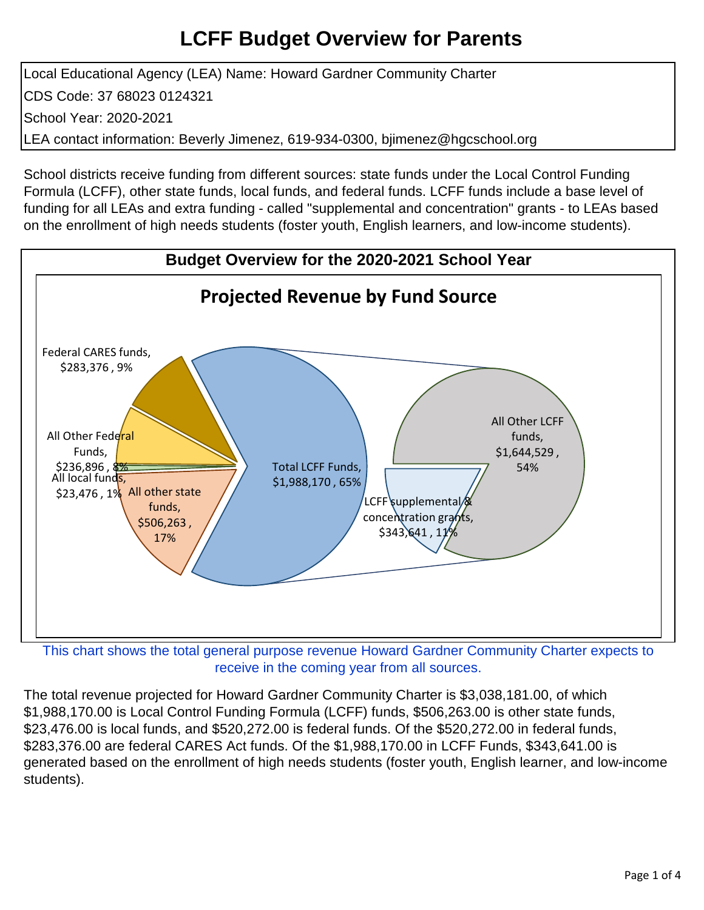# LCFF Budget Overview for Parents

Local Educational Agency (LEA) Name: Howard Gardner Community Charter

CDS Code: 37 68023 0124321

School Year: 2020-2021

LEA contact information: Beverly Jimenez, 619-934-0300, bjimenez@hgcschool.org

School districts receive funding from different sources: state funds under the Local Control Funding Formula (LCFF), other state funds, local funds, and federal funds. LCFF funds include a base level of funding for all LEAs and extra funding - called "supplemental and concentration" grants - to LEAs based on the enrollment of high needs students (foster youth, English learners, and low-income students).

## Budget Overview for the 2020-2021 School Year

### Projected Revenue by Fund Source

- Federal CARES funds, $283,376 , 9%
- All Other Federal Funds, $236,896 , 8%
- All local funds, $23,476 , 1%
- All other state funds, $506,263 , 17%
- Total LCFF Funds, $1,988,170 , 65%
  - All Other LCFF funds, $1,644,529 , 54%
  - LCFF supplemental & concentration grants, $343,641 , 11%

This chart shows the total general purpose revenue Howard Gardner Community Charter expects to receive in the coming year from all sources.

The total revenue projected for Howard Gardner Community Charter is $3,038,181.00, of which $1,988,170.00 is Local Control Funding Formula (LCFF) funds, $506,263.00 is other state funds, $23,476.00 is local funds, and $520,272.00 is federal funds. Of the $520,272.00 in federal funds, $283,376.00 are federal CARES Act funds. Of the $1,988,170.00 in LCFF Funds, $343,641.00 is generated based on the enrollment of high needs students (foster youth, English learner, and low-income students).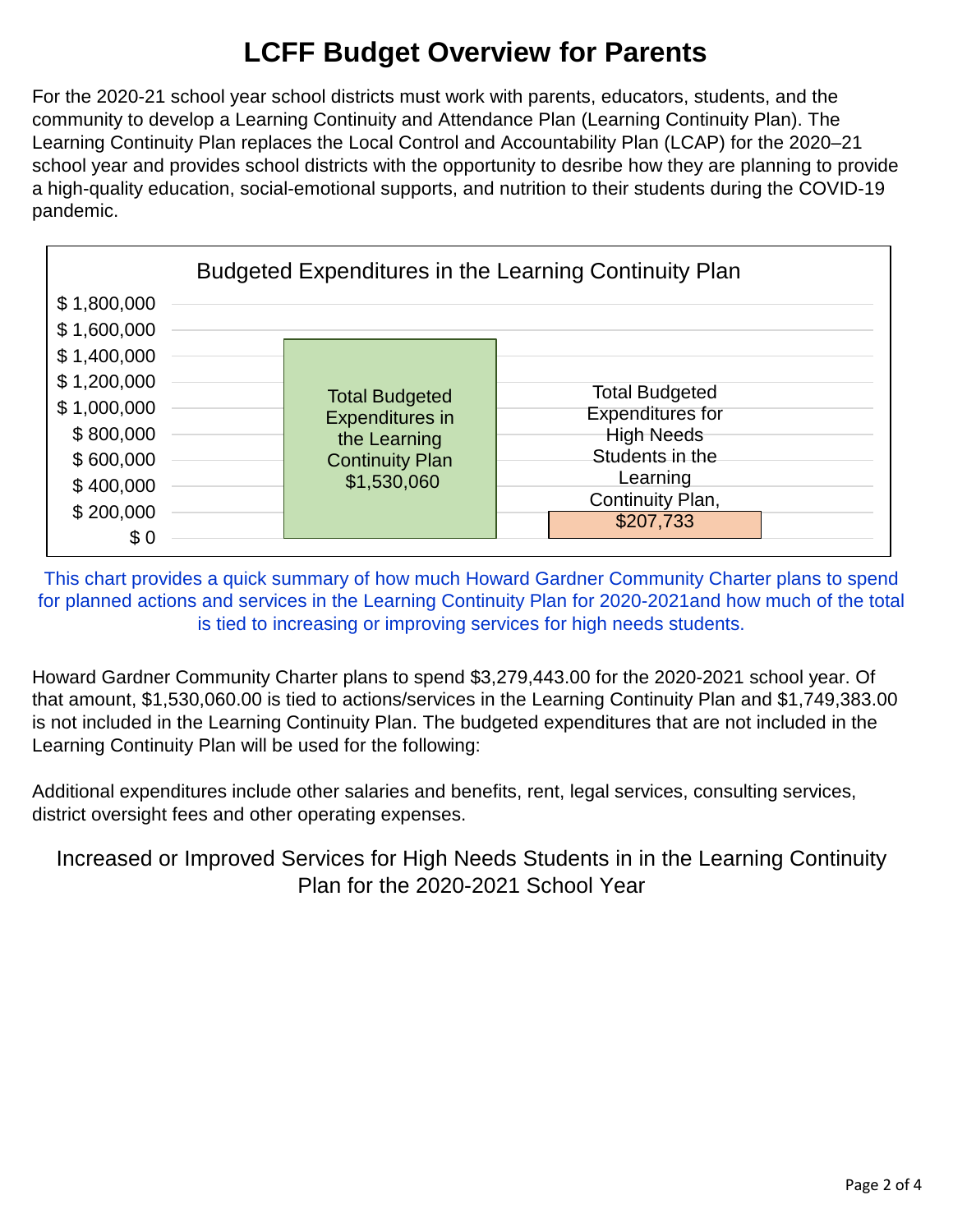# LCFF Budget Overview for Parents

For the 2020-21 school year school districts must work with parents, educators, students, and the community to develop a Learning Continuity and Attendance Plan (Learning Continuity Plan). The Learning Continuity Plan replaces the Local Control and Accountability Plan (LCAP) for the 2020–21 school year and provides school districts with the opportunity to desribe how they are planning to provide a high-quality education, social-emotional supports, and nutrition to their students during the COVID-19 pandemic.

**Budgeted Expenditures in the Learning Continuity Plan**

| Category | Amount |
|---|---|
| Total Budgeted Expenditures in the Learning Continuity Plan | $1,530,060 |
| Total Budgeted Expenditures for High Needs Students in the Learning Continuity Plan | $207,733 |

This chart provides a quick summary of how much Howard Gardner Community Charter plans to spend for planned actions and services in the Learning Continuity Plan for 2020-2021and how much of the total is tied to increasing or improving services for high needs students.

Howard Gardner Community Charter plans to spend $3,279,443.00 for the 2020-2021 school year. Of that amount, $1,530,060.00 is tied to actions/services in the Learning Continuity Plan and $1,749,383.00 is not included in the Learning Continuity Plan. The budgeted expenditures that are not included in the Learning Continuity Plan will be used for the following:

Additional expenditures include other salaries and benefits, rent, legal services, consulting services, district oversight fees and other operating expenses.

## Increased or Improved Services for High Needs Students in in the Learning Continuity Plan for the 2020-2021 School Year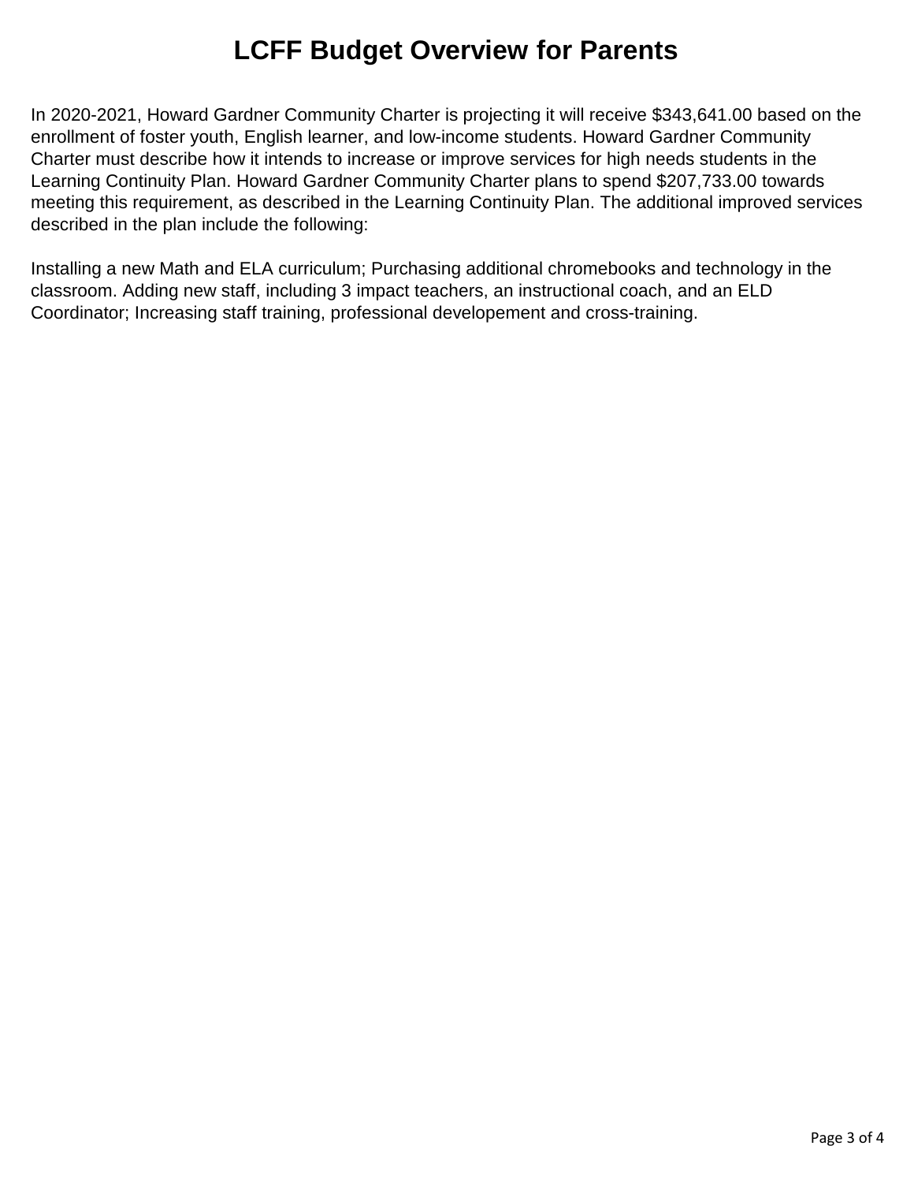# LCFF Budget Overview for Parents

In 2020-2021, Howard Gardner Community Charter is projecting it will receive $343,641.00 based on the enrollment of foster youth, English learner, and low-income students. Howard Gardner Community Charter must describe how it intends to increase or improve services for high needs students in the Learning Continuity Plan. Howard Gardner Community Charter plans to spend $207,733.00 towards meeting this requirement, as described in the Learning Continuity Plan. The additional improved services described in the plan include the following:

Installing a new Math and ELA curriculum; Purchasing additional chromebooks and technology in the classroom. Adding new staff, including 3 impact teachers, an instructional coach, and an ELD Coordinator; Increasing staff training, professional developement and cross-training.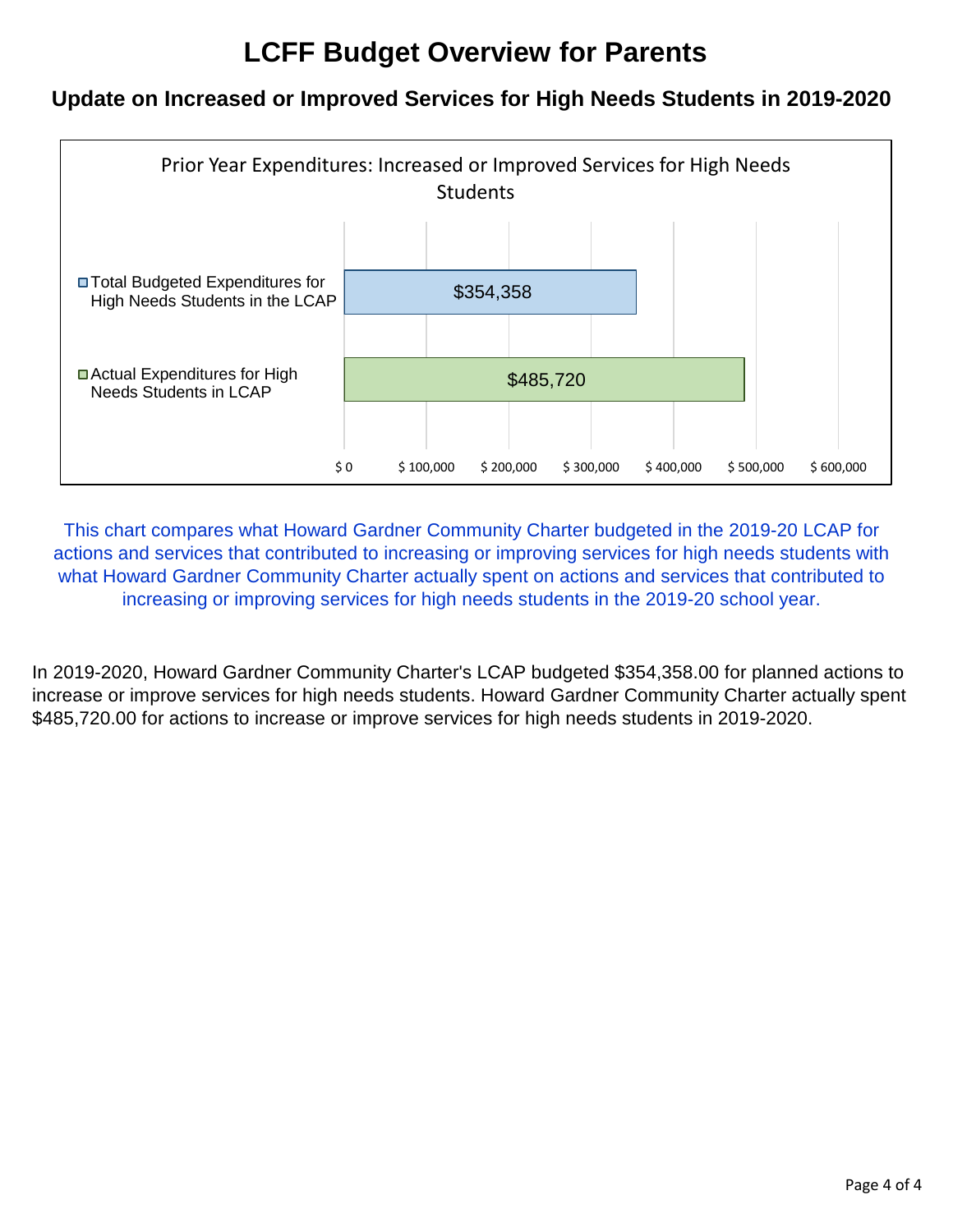# LCFF Budget Overview for Parents

## Update on Increased or Improved Services for High Needs Students in 2019-2020

Prior Year Expenditures: Increased or Improved Services for High Needs Students

Total Budgeted Expenditures for High Needs Students in the LCAP

$354,358

Actual Expenditures for High Needs Students in LCAP

$485,720

$ 0
$ 100,000
$ 200,000
$ 300,000
$ 400,000
$ 500,000
$ 600,000

This chart compares what Howard Gardner Community Charter budgeted in the 2019-20 LCAP for actions and services that contributed to increasing or improving services for high needs students with what Howard Gardner Community Charter actually spent on actions and services that contributed to increasing or improving services for high needs students in the 2019-20 school year.

In 2019-2020, Howard Gardner Community Charter's LCAP budgeted $354,358.00 for planned actions to increase or improve services for high needs students. Howard Gardner Community Charter actually spent $485,720.00 for actions to increase or improve services for high needs students in 2019-2020.